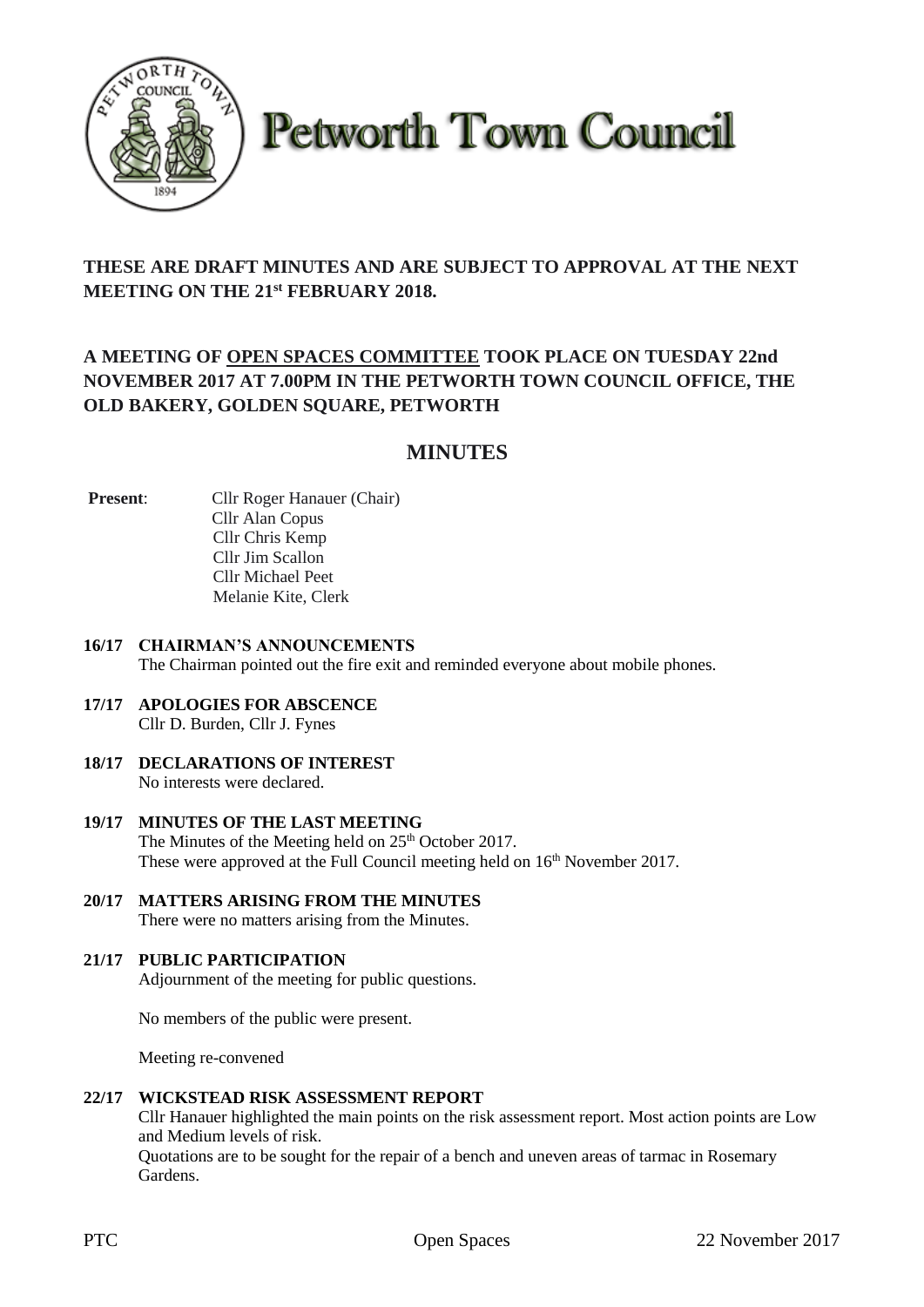# Petworth Town Council

**THESE ARE DRAFT MINUTES AND ARE SUBJECT TO APPROVAL AT THE NEXT MEETING ON THE 21st FEBRUARY 2018.**

**A MEETING OF OPEN SPACES COMMITTEE TOOK PLACE ON TUESDAY 22nd NOVEMBER 2017 AT 7.00PM IN THE PETWORTH TOWN COUNCIL OFFICE, THE OLD BAKERY, GOLDEN SQUARE, PETWORTH**

## MINUTES

**Present**: Cllr Roger Hanauer (Chair)
Cllr Alan Copus
Cllr Chris Kemp
Cllr Jim Scallon
Cllr Michael Peet
Melanie Kite, Clerk

**16/17 CHAIRMAN'S ANNOUNCEMENTS**

The Chairman pointed out the fire exit and reminded everyone about mobile phones.

**17/17 APOLOGIES FOR ABSCENCE**

Cllr D. Burden, Cllr J. Fynes

**18/17 DECLARATIONS OF INTEREST**

No interests were declared.

**19/17 MINUTES OF THE LAST MEETING**

The Minutes of the Meeting held on 25th October 2017.
These were approved at the Full Council meeting held on 16th November 2017.

**20/17 MATTERS ARISING FROM THE MINUTES**

There were no matters arising from the Minutes.

**21/17 PUBLIC PARTICIPATION**

Adjournment of the meeting for public questions.

No members of the public were present.

Meeting re-convened

**22/17 WICKSTEAD RISK ASSESSMENT REPORT**

Cllr Hanauer highlighted the main points on the risk assessment report. Most action points are Low and Medium levels of risk.
Quotations are to be sought for the repair of a bench and uneven areas of tarmac in Rosemary Gardens.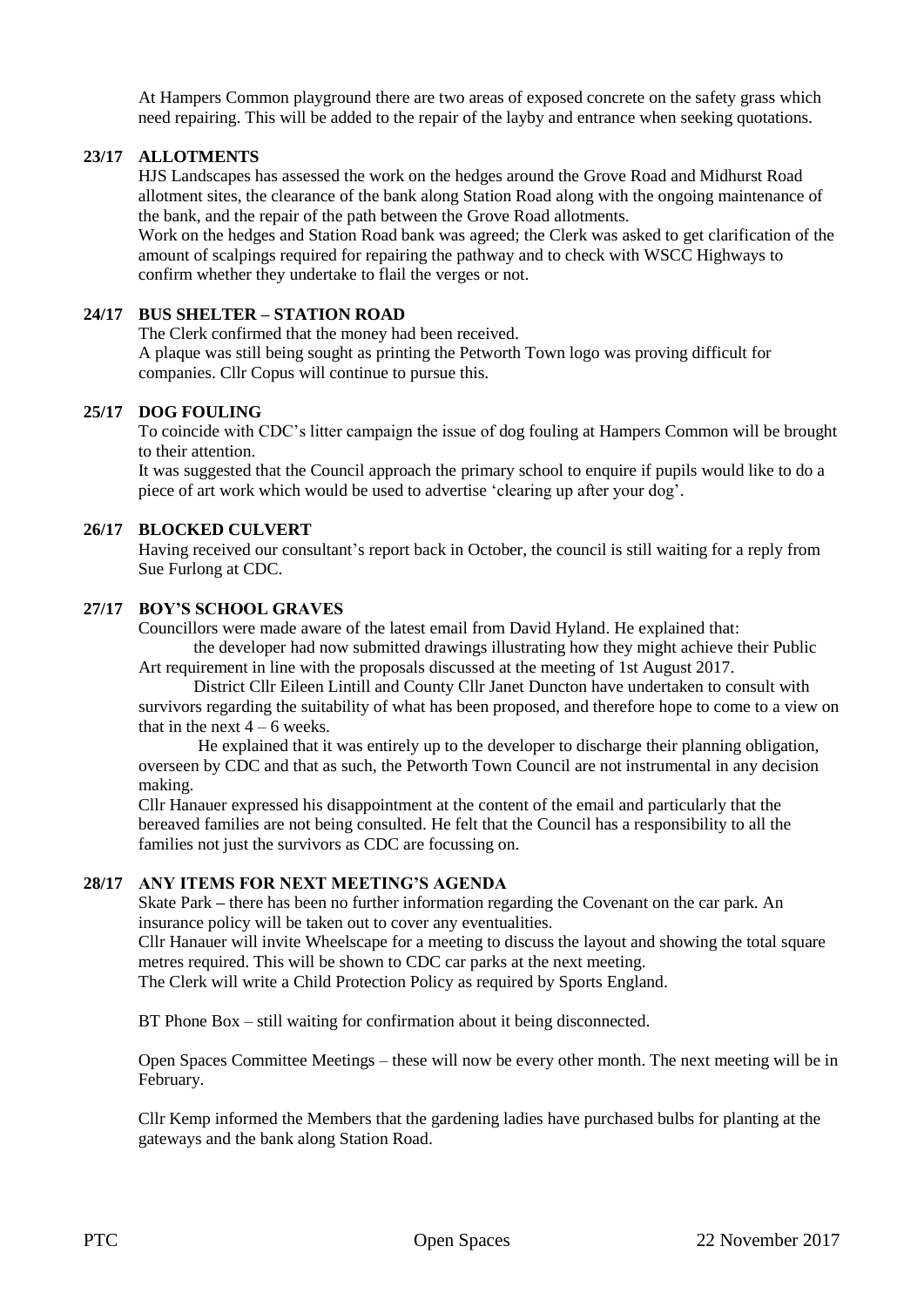At Hampers Common playground there are two areas of exposed concrete on the safety grass which need repairing. This will be added to the repair of the layby and entrance when seeking quotations.

## 23/17 ALLOTMENTS

HJS Landscapes has assessed the work on the hedges around the Grove Road and Midhurst Road allotment sites, the clearance of the bank along Station Road along with the ongoing maintenance of the bank, and the repair of the path between the Grove Road allotments.

Work on the hedges and Station Road bank was agreed; the Clerk was asked to get clarification of the amount of scalpings required for repairing the pathway and to check with WSCC Highways to confirm whether they undertake to flail the verges or not.

## 24/17 BUS SHELTER – STATION ROAD

The Clerk confirmed that the money had been received.

A plaque was still being sought as printing the Petworth Town logo was proving difficult for companies. Cllr Copus will continue to pursue this.

## 25/17 DOG FOULING

To coincide with CDC's litter campaign the issue of dog fouling at Hampers Common will be brought to their attention.

It was suggested that the Council approach the primary school to enquire if pupils would like to do a piece of art work which would be used to advertise 'clearing up after your dog'.

## 26/17 BLOCKED CULVERT

Having received our consultant's report back in October, the council is still waiting for a reply from Sue Furlong at CDC.

## 27/17 BOY'S SCHOOL GRAVES

Councillors were made aware of the latest email from David Hyland. He explained that:

the developer had now submitted drawings illustrating how they might achieve their Public Art requirement in line with the proposals discussed at the meeting of 1st August 2017.

District Cllr Eileen Lintill and County Cllr Janet Duncton have undertaken to consult with survivors regarding the suitability of what has been proposed, and therefore hope to come to a view on that in the next 4 – 6 weeks.

He explained that it was entirely up to the developer to discharge their planning obligation, overseen by CDC and that as such, the Petworth Town Council are not instrumental in any decision making.

Cllr Hanauer expressed his disappointment at the content of the email and particularly that the bereaved families are not being consulted. He felt that the Council has a responsibility to all the families not just the survivors as CDC are focussing on.

## 28/17 ANY ITEMS FOR NEXT MEETING'S AGENDA

Skate Park – there has been no further information regarding the Covenant on the car park. An insurance policy will be taken out to cover any eventualities.

Cllr Hanauer will invite Wheelscape for a meeting to discuss the layout and showing the total square metres required. This will be shown to CDC car parks at the next meeting.

The Clerk will write a Child Protection Policy as required by Sports England.

BT Phone Box – still waiting for confirmation about it being disconnected.

Open Spaces Committee Meetings – these will now be every other month. The next meeting will be in February.

Cllr Kemp informed the Members that the gardening ladies have purchased bulbs for planting at the gateways and the bank along Station Road.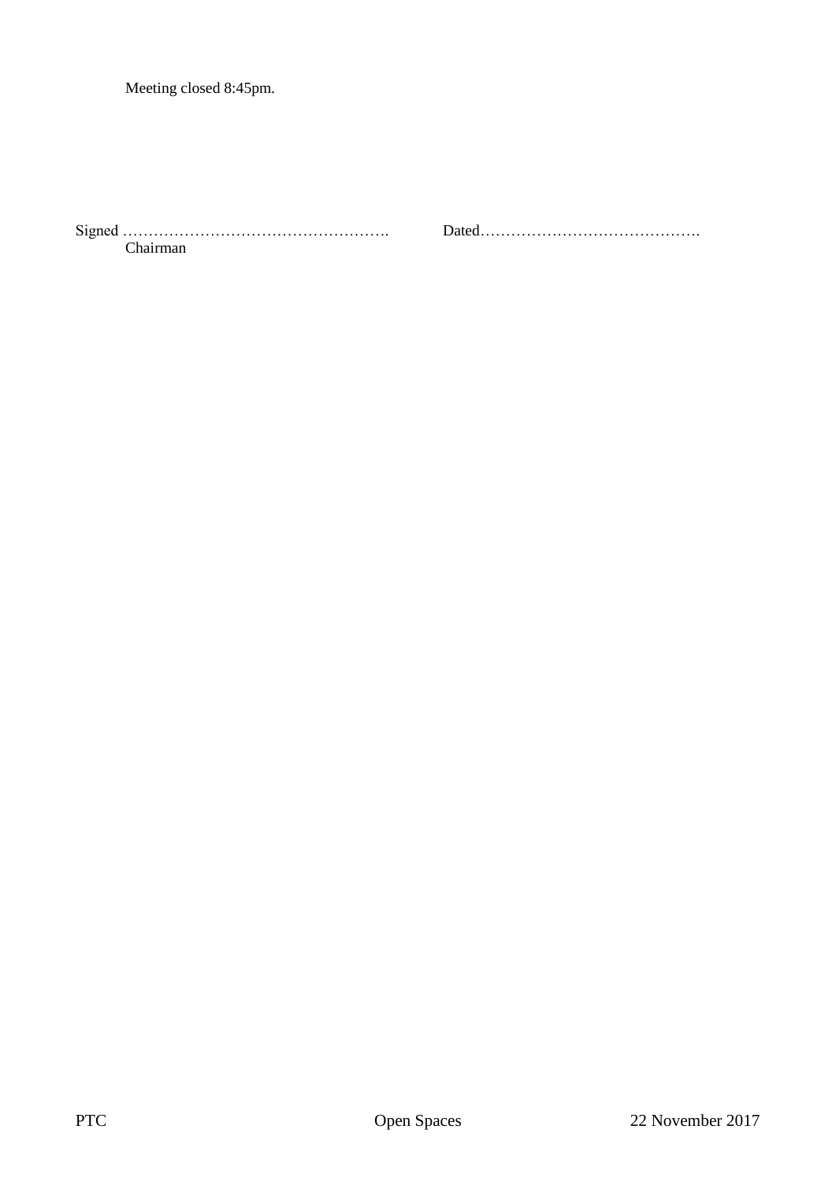Meeting closed 8:45pm.

Signed ……………………………………………. Dated…………………………………….
Chairman